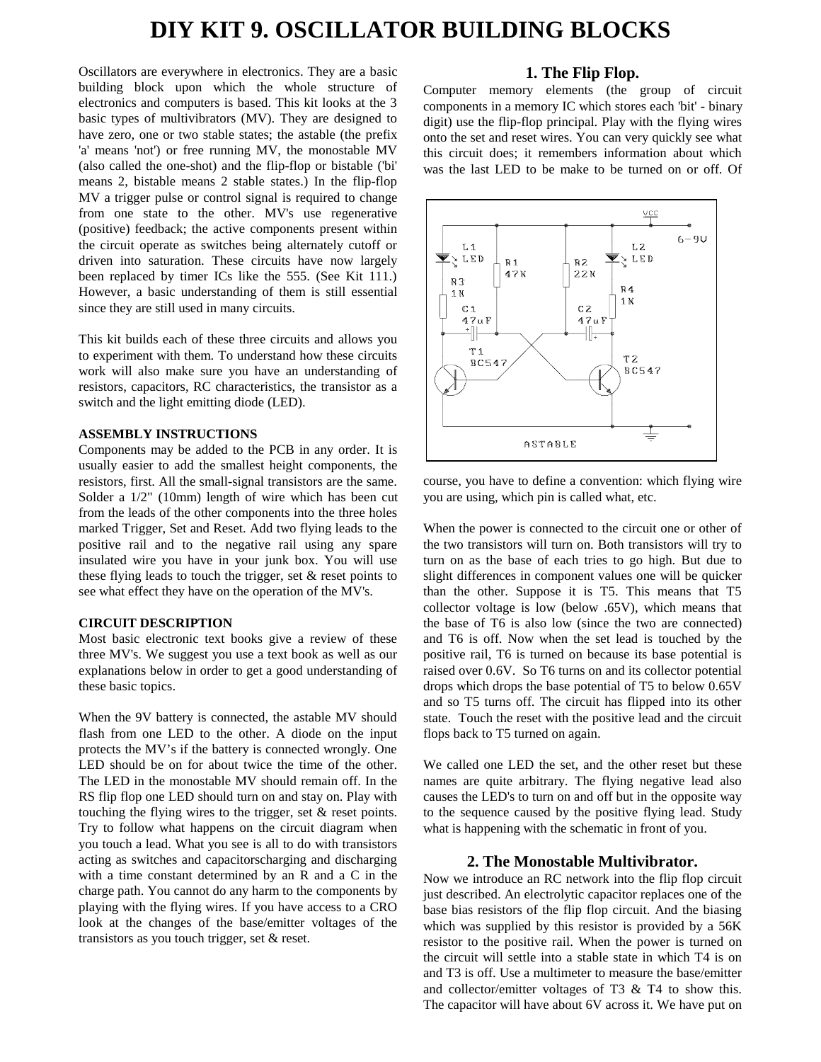# DIY KIT 9. OSCILLATOR BUILDING BLOCKS

Oscillators are everywhere in electronics. They are a basic building block upon which the whole structure of electronics and computers is based. This kit looks at the 3 basic types of multivibrators (MV). They are designed to have zero, one or two stable states; the astable (the prefix 'a' means 'not') or free running MV, the monostable MV (also called the one-shot) and the flip-flop or bistable ('bi' means 2, bistable means 2 stable states.) In the flip-flop MV a trigger pulse or control signal is required to change from one state to the other. MV's use regenerative (positive) feedback; the active components present within the circuit operate as switches being alternately cutoff or driven into saturation. These circuits have now largely been replaced by timer ICs like the 555. (See Kit 111.) However, a basic understanding of them is still essential since they are still used in many circuits.

This kit builds each of these three circuits and allows you to experiment with them. To understand how these circuits work will also make sure you have an understanding of resistors, capacitors, RC characteristics, the transistor as a switch and the light emitting diode (LED).

**ASSEMBLY INSTRUCTIONS**

Components may be added to the PCB in any order. It is usually easier to add the smallest height components, the resistors, first. All the small-signal transistors are the same. Solder a 1/2" (10mm) length of wire which has been cut from the leads of the other components into the three holes marked Trigger, Set and Reset. Add two flying leads to the positive rail and to the negative rail using any spare insulated wire you have in your junk box. You will use these flying leads to touch the trigger, set & reset points to see what effect they have on the operation of the MV's.

**CIRCUIT DESCRIPTION**

Most basic electronic text books give a review of these three MV's. We suggest you use a text book as well as our explanations below in order to get a good understanding of these basic topics.

When the 9V battery is connected, the astable MV should flash from one LED to the other. A diode on the input protects the MV's if the battery is connected wrongly. One LED should be on for about twice the time of the other. The LED in the monostable MV should remain off. In the RS flip flop one LED should turn on and stay on. Play with touching the flying wires to the trigger, set & reset points. Try to follow what happens on the circuit diagram when you touch a lead. What you see is all to do with transistors acting as switches and capacitorscharging and discharging with a time constant determined by an R and a C in the charge path. You cannot do any harm to the components by playing with the flying wires. If you have access to a CRO look at the changes of the base/emitter voltages of the transistors as you touch trigger, set & reset.

## 1. The Flip Flop.

Computer memory elements (the group of circuit components in a memory IC which stores each 'bit' - binary digit) use the flip-flop principal. Play with the flying wires onto the set and reset wires. You can very quickly see what this circuit does; it remembers information about which was the last LED to be make to be turned on or off. Of course, you have to define a convention: which flying wire you are using, which pin is called what, etc.

When the power is connected to the circuit one or other of the two transistors will turn on. Both transistors will try to turn on as the base of each tries to go high. But due to slight differences in component values one will be quicker than the other. Suppose it is T5. This means that T5 collector voltage is low (below .65V), which means that the base of T6 is also low (since the two are connected) and T6 is off. Now when the set lead is touched by the positive rail, T6 is turned on because its base potential is raised over 0.6V. So T6 turns on and its collector potential drops which drops the base potential of T5 to below 0.65V and so T5 turns off. The circuit has flipped into its other state. Touch the reset with the positive lead and the circuit flops back to T5 turned on again.

We called one LED the set, and the other reset but these names are quite arbitrary. The flying negative lead also causes the LED's to turn on and off but in the opposite way to the sequence caused by the positive flying lead. Study what is happening with the schematic in front of you.

## 2. The Monostable Multivibrator.

Now we introduce an RC network into the flip flop circuit just described. An electrolytic capacitor replaces one of the base bias resistors of the flip flop circuit. And the biasing which was supplied by this resistor is provided by a 56K resistor to the positive rail. When the power is turned on the circuit will settle into a stable state in which T4 is on and T3 is off. Use a multimeter to measure the base/emitter and collector/emitter voltages of T3 & T4 to show this. The capacitor will have about 6V across it. We have put on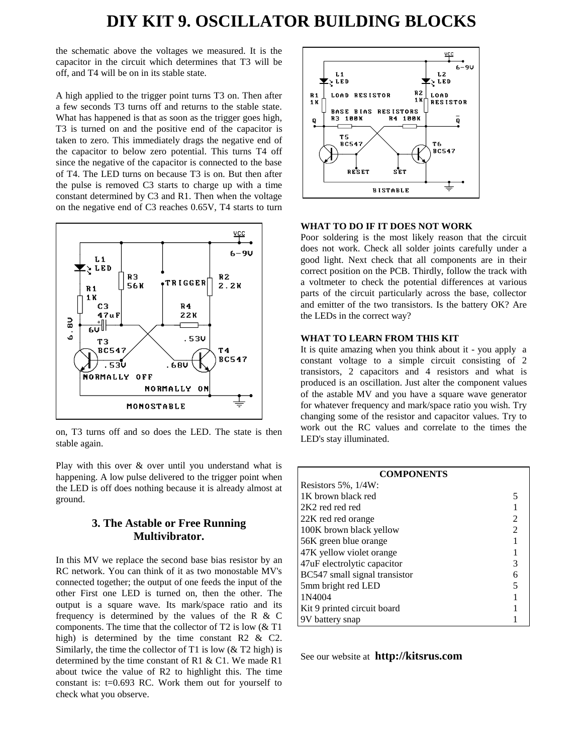the schematic above the voltages we measured. It is the capacitor in the circuit which determines that T3 will be off, and T4 will be on in its stable state.

A high applied to the trigger point turns T3 on. Then after a few seconds T3 turns off and returns to the stable state. What has happened is that as soon as the trigger goes high, T3 is turned on and the positive end of the capacitor is taken to zero. This immediately drags the negative end of the capacitor to below zero potential. This turns T4 off since the negative of the capacitor is connected to the base of T4. The LED turns on because T3 is on. But then after the pulse is removed C3 starts to charge up with a time constant determined by C3 and R1. Then when the voltage on the negative end of C3 reaches 0.65V, T4 starts to turn on, T3 turns off and so does the LED. The state is then stable again.

VCC
6-9V
L1
LED
R3
56K
TRIGGER
R2
2.2K
R1
1K
C3
47uF
R4
22K
6.8V
6V
.53V
T3
BC547
T4
BC547
.53V
.68V
NORMALLY OFF
NORMALLY ON
MONOSTABLE

Play with this over & over until you understand what is happening. A low pulse delivered to the trigger point when the LED is off does nothing because it is already almost at ground.

### 3. The Astable or Free Running Multivibrator.

In this MV we replace the second base bias resistor by an RC network. You can think of it as two monostable MV's connected together; the output of one feeds the input of the other First one LED is turned on, then the other. The output is a square wave. Its mark/space ratio and its frequency is determined by the values of the R & C components. The time that the collector of T2 is low (& T1 high) is determined by the time constant R2 & C2. Similarly, the time the collector of T1 is low (& T2 high) is determined by the time constant of R1 & C1. We made R1 about twice the value of R2 to highlight this. The time constant is: t=0.693 RC. Work them out for yourself to check what you observe.

VCC
6-9V
L1
LED
L2
LED
R1
1K
LOAD RESISTOR
R2
1K
LOAD
RESISTOR
BASE BIAS RESISTORS
Q
R3 100K
R4 100K
Q̄
T5
BC547
T6
BC547
RESET
SET
BISTABLE

**WHAT TO DO IF IT DOES NOT WORK**

Poor soldering is the most likely reason that the circuit does not work. Check all solder joints carefully under a good light. Next check that all components are in their correct position on the PCB. Thirdly, follow the track with a voltmeter to check the potential differences at various parts of the circuit particularly across the base, collector and emitter of the two transistors. Is the battery OK? Are the LEDs in the correct way?

**WHAT TO LEARN FROM THIS KIT**

It is quite amazing when you think about it - you apply a constant voltage to a simple circuit consisting of 2 transistors, 2 capacitors and 4 resistors and what is produced is an oscillation. Just alter the component values of the astable MV and you have a square wave generator for whatever frequency and mark/space ratio you wish. Try changing some of the resistor and capacitor values. Try to work out the RC values and correlate to the times the LED's stay illuminated.

| COMPONENTS | |
|---|---|
| Resistors 5%, 1/4W: | |
| 1K brown black red | 5 |
| 2K2 red red red | 1 |
| 22K red red orange | 2 |
| 100K brown black yellow | 2 |
| 56K green blue orange | 1 |
| 47K yellow violet orange | 1 |
| 47uF electrolytic capacitor | 3 |
| BC547 small signal transistor | 6 |
| 5mm bright red LED | 5 |
| 1N4004 | 1 |
| Kit 9 printed circuit board | 1 |
| 9V battery snap | 1 |

See our website at **http://kitsrus.com**